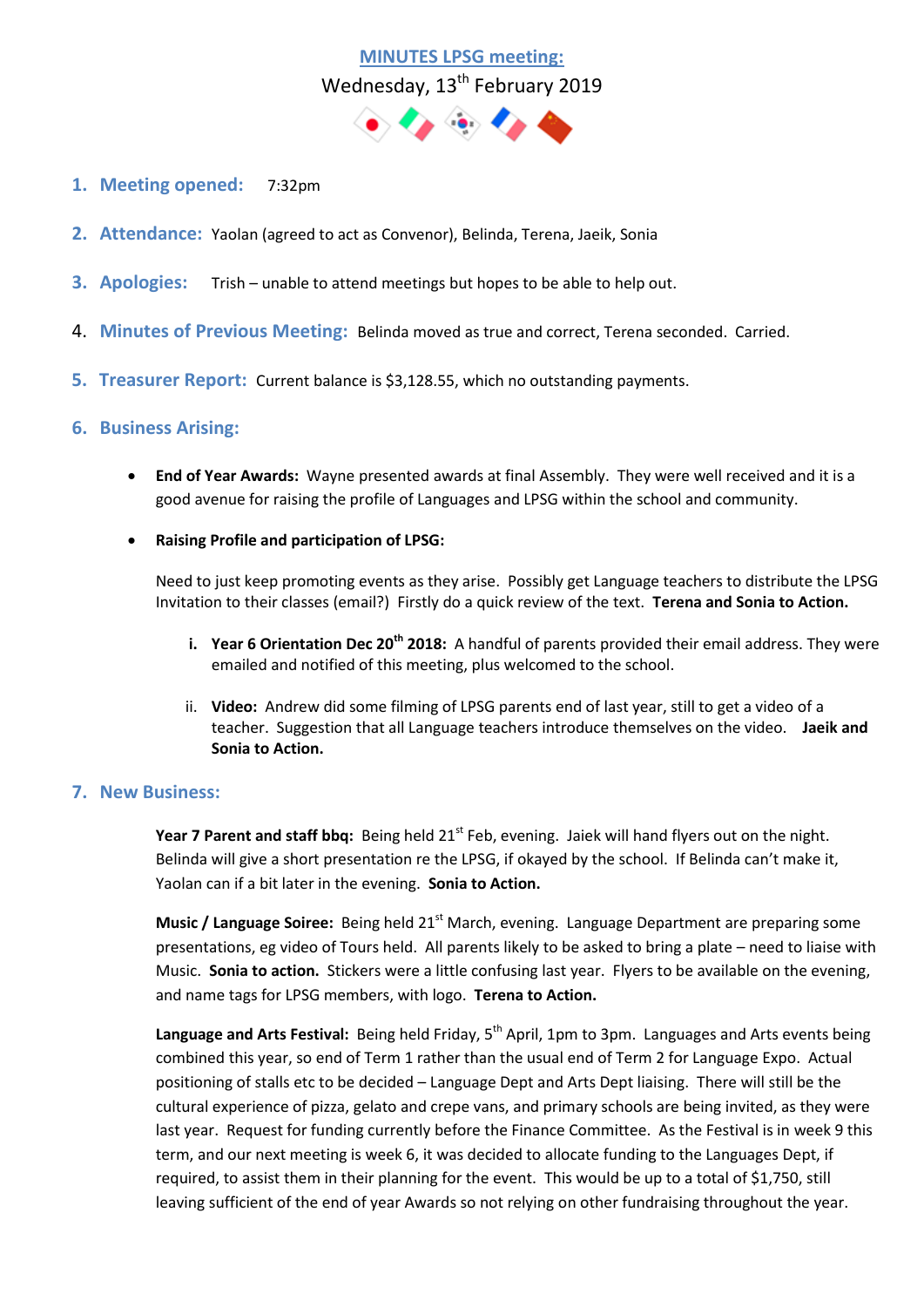# MINUTES LPSG meeting:

Wednesday, 13th February 2019

1. **Meeting opened:** 7:32pm

2. **Attendance:** Yaolan (agreed to act as Convenor), Belinda, Terena, Jaeik, Sonia

3. **Apologies:** Trish – unable to attend meetings but hopes to be able to help out.

4. **Minutes of Previous Meeting:** Belinda moved as true and correct, Terena seconded. Carried.

5. **Treasurer Report:** Current balance is $3,128.55, which no outstanding payments.

6. **Business Arising:**

- **End of Year Awards:** Wayne presented awards at final Assembly. They were well received and it is a good avenue for raising the profile of Languages and LPSG within the school and community.

- **Raising Profile and participation of LPSG:**

  Need to just keep promoting events as they arise. Possibly get Language teachers to distribute the LPSG Invitation to their classes (email?) Firstly do a quick review of the text. **Terena and Sonia to Action.**

  i. **Year 6 Orientation Dec 20th 2018:** A handful of parents provided their email address. They were emailed and notified of this meeting, plus welcomed to the school.

  ii. **Video:** Andrew did some filming of LPSG parents end of last year, still to get a video of a teacher. Suggestion that all Language teachers introduce themselves on the video. **Jaeik and Sonia to Action.**

7. **New Business:**

**Year 7 Parent and staff bbq:** Being held 21st Feb, evening. Jaiek will hand flyers out on the night. Belinda will give a short presentation re the LPSG, if okayed by the school. If Belinda can't make it, Yaolan can if a bit later in the evening. **Sonia to Action.**

**Music / Language Soiree:** Being held 21st March, evening. Language Department are preparing some presentations, eg video of Tours held. All parents likely to be asked to bring a plate – need to liaise with Music. **Sonia to action.** Stickers were a little confusing last year. Flyers to be available on the evening, and name tags for LPSG members, with logo. **Terena to Action.**

**Language and Arts Festival:** Being held Friday, 5th April, 1pm to 3pm. Languages and Arts events being combined this year, so end of Term 1 rather than the usual end of Term 2 for Language Expo. Actual positioning of stalls etc to be decided – Language Dept and Arts Dept liaising. There will still be the cultural experience of pizza, gelato and crepe vans, and primary schools are being invited, as they were last year. Request for funding currently before the Finance Committee. As the Festival is in week 9 this term, and our next meeting is week 6, it was decided to allocate funding to the Languages Dept, if required, to assist them in their planning for the event. This would be up to a total of $1,750, still leaving sufficient of the end of year Awards so not relying on other fundraising throughout the year.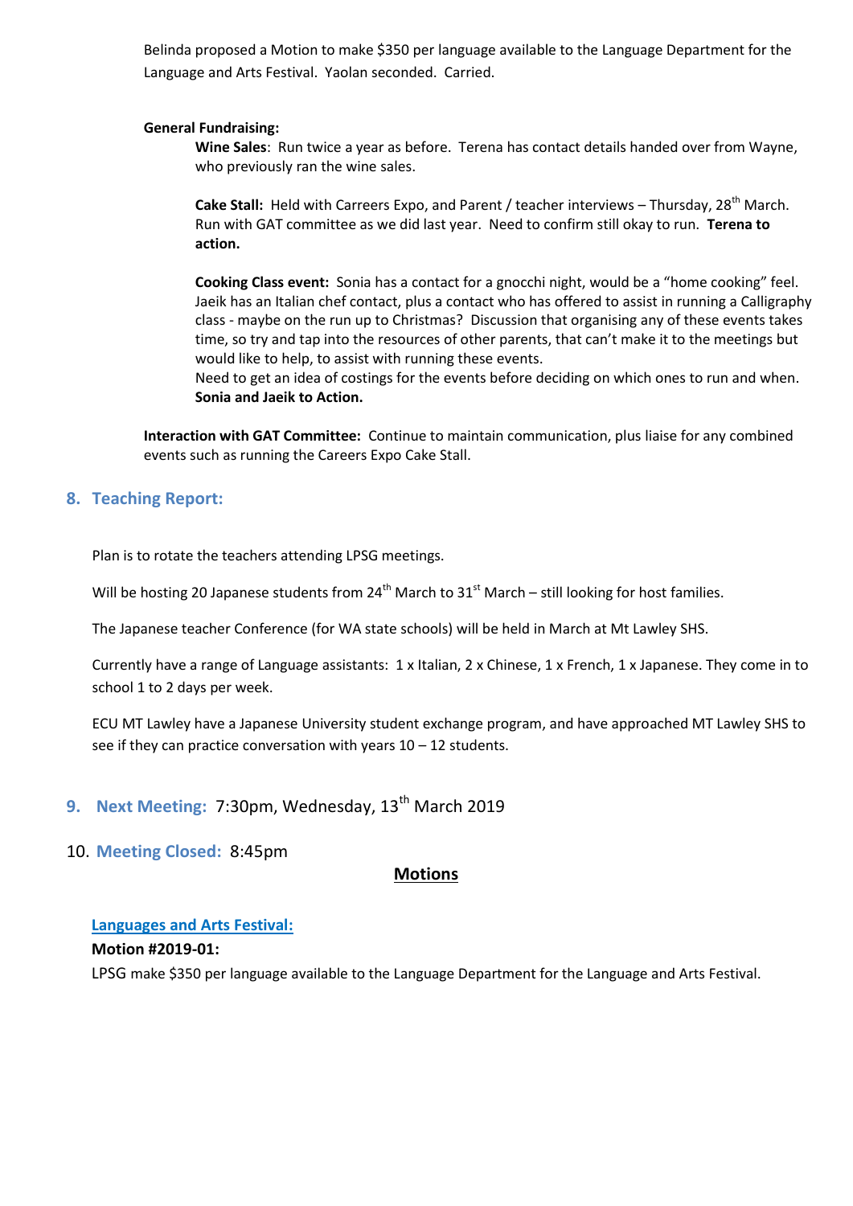Belinda proposed a Motion to make $350 per language available to the Language Department for the Language and Arts Festival. Yaolan seconded. Carried.

**General Fundraising:**

**Wine Sales**: Run twice a year as before. Terena has contact details handed over from Wayne, who previously ran the wine sales.

**Cake Stall:** Held with Carreers Expo, and Parent / teacher interviews – Thursday, 28th March. Run with GAT committee as we did last year. Need to confirm still okay to run. **Terena to action.**

**Cooking Class event:** Sonia has a contact for a gnocchi night, would be a "home cooking" feel. Jaeik has an Italian chef contact, plus a contact who has offered to assist in running a Calligraphy class - maybe on the run up to Christmas? Discussion that organising any of these events takes time, so try and tap into the resources of other parents, that can't make it to the meetings but would like to help, to assist with running these events.
Need to get an idea of costings for the events before deciding on which ones to run and when. **Sonia and Jaeik to Action.**

**Interaction with GAT Committee:** Continue to maintain communication, plus liaise for any combined events such as running the Careers Expo Cake Stall.

## 8. Teaching Report:

Plan is to rotate the teachers attending LPSG meetings.

Will be hosting 20 Japanese students from 24th March to 31st March – still looking for host families.

The Japanese teacher Conference (for WA state schools) will be held in March at Mt Lawley SHS.

Currently have a range of Language assistants: 1 x Italian, 2 x Chinese, 1 x French, 1 x Japanese. They come in to school 1 to 2 days per week.

ECU MT Lawley have a Japanese University student exchange program, and have approached MT Lawley SHS to see if they can practice conversation with years 10 – 12 students.

## 9. Next Meeting: 7:30pm, Wednesday, 13th March 2019

## 10. Meeting Closed: 8:45pm

## Motions

### Languages and Arts Festival:

**Motion #2019-01:**

LPSG make $350 per language available to the Language Department for the Language and Arts Festival.